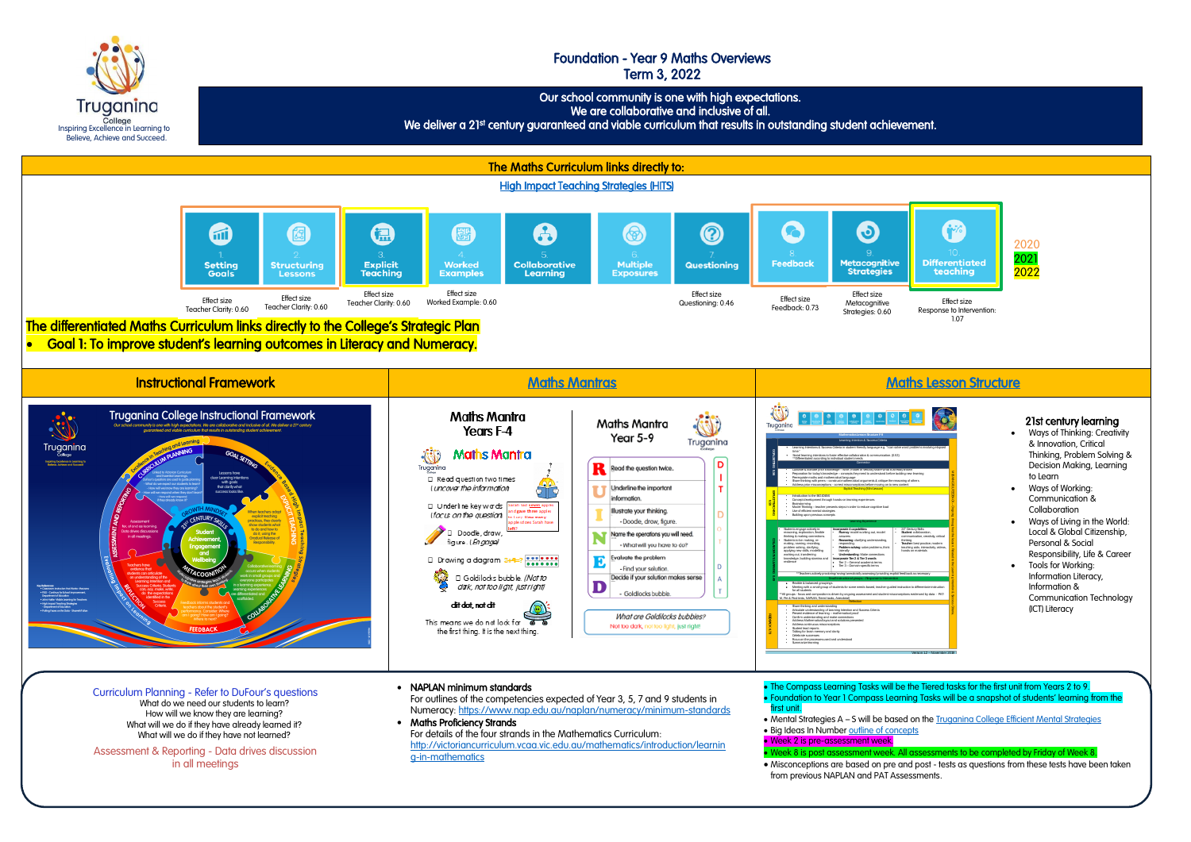Truganina College
Inspiring Excellence in Learning to Believe, Achieve and Succeed.

# Foundation - Year 9 Maths Overviews
## Term 3, 2022

**Our school community is one with high expectations.**
**We are collaborative and inclusive of all.**
**We deliver a 21st century guaranteed and viable curriculum that results in outstanding student achievement.**

## The Maths Curriculum links directly to:

[High Impact Teaching Strategies (HITS)](#)

| 1 Setting Goals | 2 Structuring Lessons | 3 Explicit Teaching | 4 Worked Examples | 5 Collaborative Learning | 6 Multiple Exposures | 7 Questioning | 8 Feedback | 9 Metacognitive Strategies | 10 Differentiated teaching |
|---|---|---|---|---|---|---|---|---|---|
| Effect size Teacher Clarity: 0.60 | Effect size Teacher Clarity: 0.60 | Effect size Teacher Clarity: 0.60 | Effect size Worked Example: 0.60 | | | Effect size Questioning: 0.46 | Effect size Feedback: 0.73 | Effect size Metacognitive Strategies: 0.60 | Effect size Response to Intervention: 1.07 |

2020
2021
2022

**The differentiated Maths Curriculum links directly to the College's Strategic Plan**

- **Goal 1: To improve student's learning outcomes in Literacy and Numeracy.**

## Instructional Framework

Truganina College Instructional Framework

## [Maths Mantras](#)

**Maths Mantra Years F-4**

- Read question two times (uncover the information)
- Underline key words (focus on the question)
- Doodle, draw, figure (Engage)
- Drawing a diagram
- Goldilocks bubble (Not to dark, not too light, just right)

**dit dot, not dit**

This means we do not look for the first thing. It is the next thing.

**Maths Mantra Year 5-9**

- **R** Read the question twice.
- **U** Underline the important information.
- **I** Illustrate your thinking. - Doodle, draw, figure.
- **N** Name the operations you will need. - What will you have to do?
- **E** Evaluate the problem - Find your solution.
- **D** Decide if your solution makes sense - Goldilocks bubble.

DIT DOIT DAT

What are Goldilocks bubbles? Not too dark, not too light, just right!

## [Maths Lesson Structure](#)

**21st century learning**

- Ways of Thinking: Creativity & Innovation, Critical Thinking, Problem Solving & Decision Making, Learning to Learn
- Ways of Working: Communication & Collaboration
- Ways of Living in the World: Local & Global Citizenship, Personal & Social Responsibility, Life & Career
- Tools for Working: Information Literacy, Information & Communication Technology (ICT) Literacy

---

Curriculum Planning - Refer to DuFour's questions
What do we need our students to learn?
How will we know they are learning?
What will we do if they have already learned it?
What will we do if they have not learned?

Assessment & Reporting - Data drives discussion in all meetings

- **NAPLAN minimum standards**
  For outlines of the competencies expected of Year 3, 5, 7 and 9 students in Numeracy: [https://www.nap.edu.au/naplan/numeracy/minimum-standards](https://www.nap.edu.au/naplan/numeracy/minimum-standards)
- **Maths Proficiency Strands**
  For details of the four strands in the Mathematics Curriculum: [http://victoriancurriculum.vcaa.vic.edu.au/mathematics/introduction/learning-in-mathematics](http://victoriancurriculum.vcaa.vic.edu.au/mathematics/introduction/learning-in-mathematics)

- The Compass Learning Tasks will be the Tiered tasks for the first unit from Years 2 to 9.
- Foundation to Year 1 Compass Learning Tasks will be a snapshot of students' learning from the first unit.
- Mental Strategies A – S will be based on the [Truganina College Efficient Mental Strategies](#)
- Big Ideas In Number [outline of concepts](#)
- Week 2 is pre-assessment week.
- Week 8 is post assessment week. All assessments to be completed by Friday of Week 8.
- Misconceptions are based on pre and post - tests as questions from these tests have been taken from previous NAPLAN and PAT Assessments.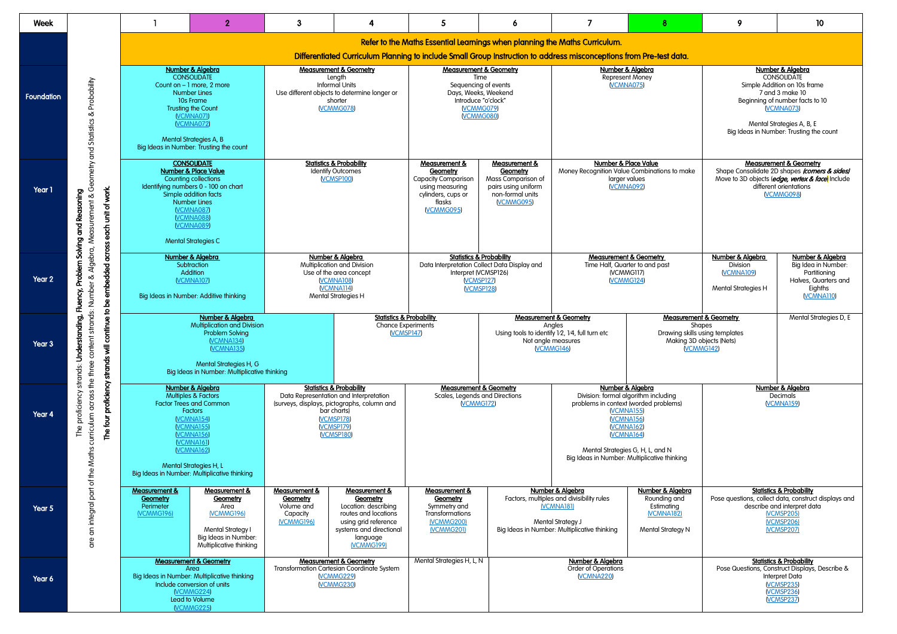| Week | | 1 | 2 | 3 | 4 | 5 | 6 | 7 | 8 | 9 | 10 |
|---|---|---|---|---|---|---|---|---|---|---|---|
| | The proficiency strands: **Understanding, Fluency, Problem Solving and Reasoning** are an integral part of the Maths curriculum across the three content strands: Number & Algebra, Measurement & Geometry and Statistics & Probability. **The four proficiency strands will continue to be embedded across each unit of work.** | Refer to the Maths Essential Learnings when planning the Maths Curriculum. Differentiated Curriculum Planning to include Small Group Instruction to address misconceptions from Pre-test data. | | | | | | | | | |
| Foundation | | **Number & Algebra** CONSOLIDATE Count on – 1 more, 2 more Number Lines 10s Frame Trusting the Count (VCMNA071) (VCMNA072) Mental Strategies A, B Big Ideas in Number: Trusting the count | | **Measurement & Geometry** Length Informal Units Use different objects to determine longer or shorter (VCMMG078) | | **Measurement & Geometry** Time Sequencing of events Days, Weeks, Weekend Introduce "o'clock" (VCMMG079) (VCMMG080) | | **Number & Algebra** Represent Money (VCMNA075) | | **Number & Algebra** CONSOLIDATE Simple Addition on 10s frame 7 and 3 make 10 Beginning of number facts to 10 (VCMNA073) Mental Strategies A, B, E Big Ideas in Number: Trusting the count | |
| Year 1 | | CONSOLIDATE **Number & Place Value** Counting collections Identifying numbers 0 - 100 on chart Simple addition facts Number Lines (VCMNA087) (VCMNA088) (VCMNA089) Mental Strategies C | | **Statistics & Probability** Identify Outcomes (VCMSP100) | | **Measurement & Geometry** Capacity Comparison using measuring cylinders, cups or flasks (VCMMG095) | **Measurement & Geometry** Mass Comparison of pairs using uniform non-formal units (VCMMG095) | **Number & Place Value** Money Recognition Value Combinations to make larger values (VCMNA092) | | **Measurement & Geometry** Shape Consolidate 2D shapes *(corners & sides)* Move to 3D objects (*edge, vertex & face*) Include different orientations (VCMMG098) | |
| Year 2 | | **Number & Algebra** Subtraction Addition (VCMNA107) Big Ideas in Number: Additive thinking | | **Number & Algebra** Multiplication and Division Use of the area concept (VCMNA108) (VCMNA114) Mental Strategies H | | **Statistics & Probability** Data Interpretation Collect Data Display and Interpret (VCMSP126) (VCMSP127) (VCMSP128) | | **Measurement & Geometry** Time Half, Quarter to and past (VCMMG117) (VCMMG124) | | **Number & Algebra** Division (VCMNA109) Mental Strategies H | **Number & Algebra** Big Idea in Number: Partitioning Halves, Quarters and Eighths (VCMNA110) |
| Year 3 | | **Number & Algebra** Multiplication and Division Problem Solving (VCMNA134) (VCMNA135) Mental Strategies H, G Big Ideas in Number: Multiplicative thinking | | | **Statistics & Probability** Chance Experiments (VCMSP147) | | **Measurement & Geometry** Angles Using tools to identify 1/2, 1/4, full turn etc Not angle measures (VCMMG146) | | **Measurement & Geometry** Shapes Drawing skills using templates Making 3D objects (Nets) (VCMMG142) | | Mental Strategies D, E |
| Year 4 | | **Number & Algebra** Multiples & Factors Factor Trees and Common Factors (VCMNA154) (VCMNA155) (VCMNA156) (VCMNA161) (VCMNA162) Mental Strategies H, L Big Ideas in Number: Multiplicative thinking | | **Statistics & Probability** Data Representation and Interpretation (surveys, displays, pictographs, column and bar charts) (VCMSP178) (VCMSP179) (VCMSP180) | | **Measurement & Geometry** Scales, Legends and Directions (VCMMG172) | | **Number & Algebra** Division: formal algorithm including problems in context (worded problems) (VCMNA155) (VCMNA156) (VCMNA162) (VCMNA164) Mental Strategies G, H, L, and N Big Ideas in Number: Multiplicative thinking | | **Number & Algebra** Decimals (VCMNA159) | |
| Year 5 | | **Measurement & Geometry** Perimeter (VCMMG196) | **Measurement & Geometry** Area (VCMMG196) Mental Strategy I Big Ideas in Number: Multiplicative thinking | **Measurement & Geometry** Volume and Capacity (VCMMG196) | **Measurement & Geometry** Location: describing routes and locations using grid reference systems and directional language (VCMMG199) | **Measurement & Geometry** Symmetry and Transformations (VCMMG200) (VCMMG201) | **Number & Algebra** Factors, multiples and divisibility rules (VCMNA181) Mental Strategy J Big Ideas in Number: Multiplicative thinking | | **Number & Algebra** Rounding and Estimating (VCMNA182) Mental Strategy N | **Statistics & Probability** Pose questions, collect data, construct displays and describe and interpret data (VCMSP205) (VCMSP206) (VCMSP207) | |
| Year 6 | | **Measurement & Geometry** Area Big Ideas in Number: Multiplicative thinking Include conversion of units (VCMMG224) Lead to Volume (VCMMG225) | | **Measurement & Geometry** Transformation Cartesian Coordinate System (VCMMG229) (VCMMG230) | | Mental Strategies H, L, N | **Number & Algebra** Order of Operations (VCMNA220) | | | **Statistics & Probability** Pose Questions, Construct Displays, Describe & Interpret Data (VCMSP235) (VCMSP236) (VCMSP237) | |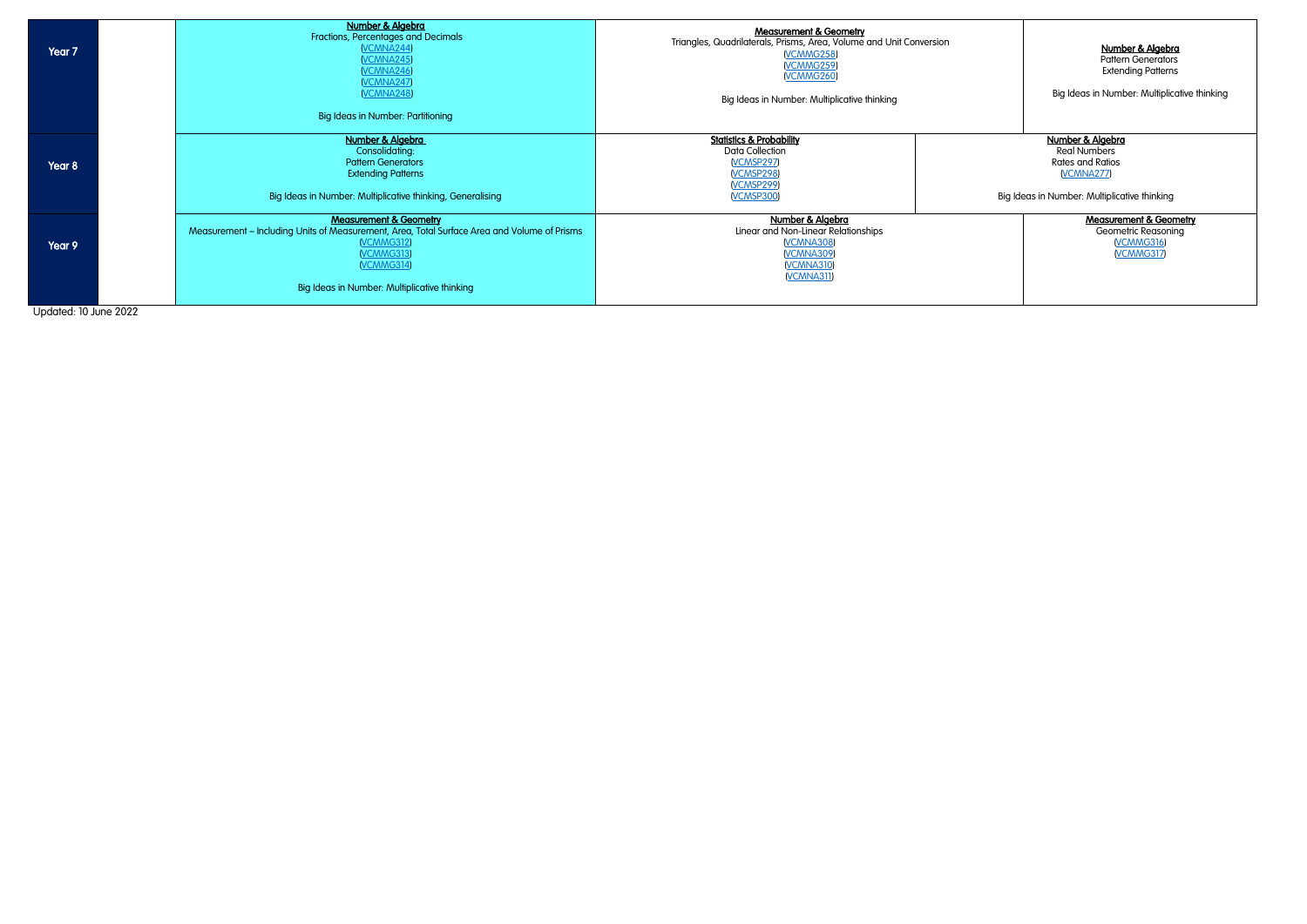| | | | | |
|---|---|---|---|---|
| **Year 7** | | **Number & Algebra**<br>Fractions, Percentages and Decimals<br>(VCMNA244)<br>(VCMNA245)<br>(VCMNA246)<br>(VCMNA247)<br>(VCMNA248)<br><br>Big Ideas in Number: Partitioning | **Measurement & Geometry**<br>Triangles, Quadrilaterals, Prisms, Area, Volume and Unit Conversion<br>(VCMMG258)<br>(VCMMG259)<br>(VCMMG260)<br><br>Big Ideas in Number: Multiplicative thinking | **Number & Algebra**<br>Pattern Generators<br>Extending Patterns<br><br>Big Ideas in Number: Multiplicative thinking |
| **Year 8** | | **Number & Algebra**<br>Consolidating:<br>Pattern Generators<br>Extending Patterns<br><br>Big Ideas in Number: Multiplicative thinking, Generalising | **Statistics & Probability**<br>Data Collection<br>(VCMSP297)<br>(VCMSP298)<br>(VCMSP299)<br>(VCMSP300) | **Number & Algebra**<br>Real Numbers<br>Rates and Ratios<br>(VCMNA277)<br><br>Big Ideas in Number: Multiplicative thinking |
| **Year 9** | | **Measurement & Geometry**<br>Measurement – Including Units of Measurement, Area, Total Surface Area and Volume of Prisms<br>(VCMMG312)<br>(VCMMG313)<br>(VCMMG314)<br><br>Big Ideas in Number: Multiplicative thinking | **Number & Algebra**<br>Linear and Non-Linear Relationships<br>(VCMNA308)<br>(VCMNA309)<br>(VCMNA310)<br>(VCMNA311) | **Measurement & Geometry**<br>Geometric Reasoning<br>(VCMMG316)<br>(VCMMG317) |

Updated: 10 June 2022